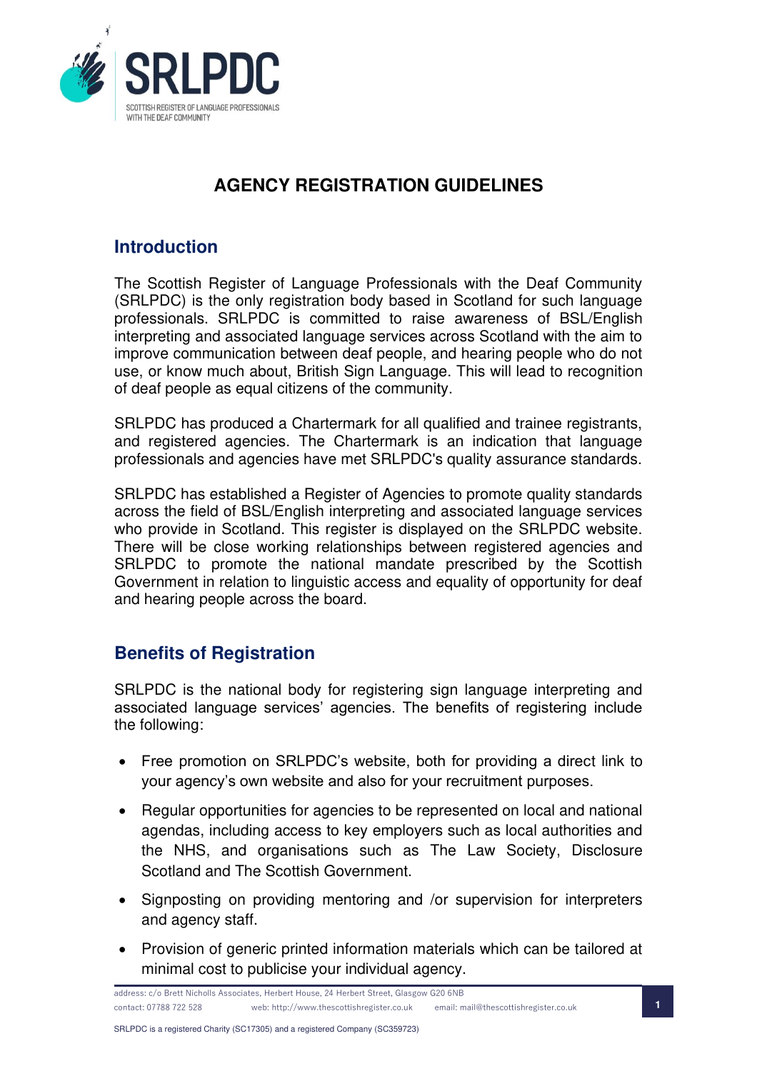SRLPDC

SCOTTISH REGISTER OF LANGUAGE PROFESSIONALS WITH THE DEAF COMMUNITY

# AGENCY REGISTRATION GUIDELINES

## Introduction

The Scottish Register of Language Professionals with the Deaf Community (SRLPDC) is the only registration body based in Scotland for such language professionals. SRLPDC is committed to raise awareness of BSL/English interpreting and associated language services across Scotland with the aim to improve communication between deaf people, and hearing people who do not use, or know much about, British Sign Language. This will lead to recognition of deaf people as equal citizens of the community.

SRLPDC has produced a Chartermark for all qualified and trainee registrants, and registered agencies. The Chartermark is an indication that language professionals and agencies have met SRLPDC's quality assurance standards.

SRLPDC has established a Register of Agencies to promote quality standards across the field of BSL/English interpreting and associated language services who provide in Scotland. This register is displayed on the SRLPDC website. There will be close working relationships between registered agencies and SRLPDC to promote the national mandate prescribed by the Scottish Government in relation to linguistic access and equality of opportunity for deaf and hearing people across the board.

## Benefits of Registration

SRLPDC is the national body for registering sign language interpreting and associated language services' agencies. The benefits of registering include the following:

- Free promotion on SRLPDC's website, both for providing a direct link to your agency's own website and also for your recruitment purposes.
- Regular opportunities for agencies to be represented on local and national agendas, including access to key employers such as local authorities and the NHS, and organisations such as The Law Society, Disclosure Scotland and The Scottish Government.
- Signposting on providing mentoring and /or supervision for interpreters and agency staff.
- Provision of generic printed information materials which can be tailored at minimal cost to publicise your individual agency.

address: c/o Brett Nicholls Associates, Herbert House, 24 Herbert Street, Glasgow G20 6NB
contact: 07788 722 528 web: http://www.thescottishregister.co.uk email: mail@thescottishregister.co.uk

SRLPDC is a registered Charity (SC17305) and a registered Company (SC359723)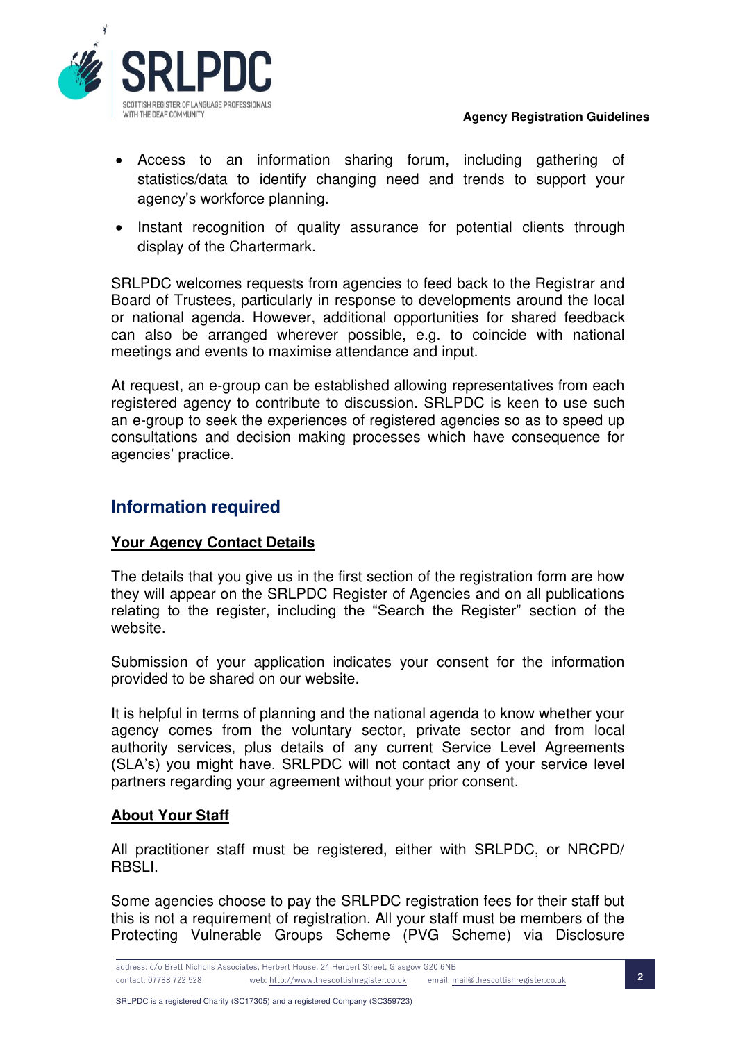- Access to an information sharing forum, including gathering of statistics/data to identify changing need and trends to support your agency's workforce planning.
- Instant recognition of quality assurance for potential clients through display of the Chartermark.

SRLPDC welcomes requests from agencies to feed back to the Registrar and Board of Trustees, particularly in response to developments around the local or national agenda. However, additional opportunities for shared feedback can also be arranged wherever possible, e.g. to coincide with national meetings and events to maximise attendance and input.

At request, an e-group can be established allowing representatives from each registered agency to contribute to discussion. SRLPDC is keen to use such an e-group to seek the experiences of registered agencies so as to speed up consultations and decision making processes which have consequence for agencies' practice.

## Information required

**Your Agency Contact Details**

The details that you give us in the first section of the registration form are how they will appear on the SRLPDC Register of Agencies and on all publications relating to the register, including the "Search the Register" section of the website.

Submission of your application indicates your consent for the information provided to be shared on our website.

It is helpful in terms of planning and the national agenda to know whether your agency comes from the voluntary sector, private sector and from local authority services, plus details of any current Service Level Agreements (SLA's) you might have. SRLPDC will not contact any of your service level partners regarding your agreement without your prior consent.

**About Your Staff**

All practitioner staff must be registered, either with SRLPDC, or NRCPD/ RBSLI.

Some agencies choose to pay the SRLPDC registration fees for their staff but this is not a requirement of registration. All your staff must be members of the Protecting Vulnerable Groups Scheme (PVG Scheme) via Disclosure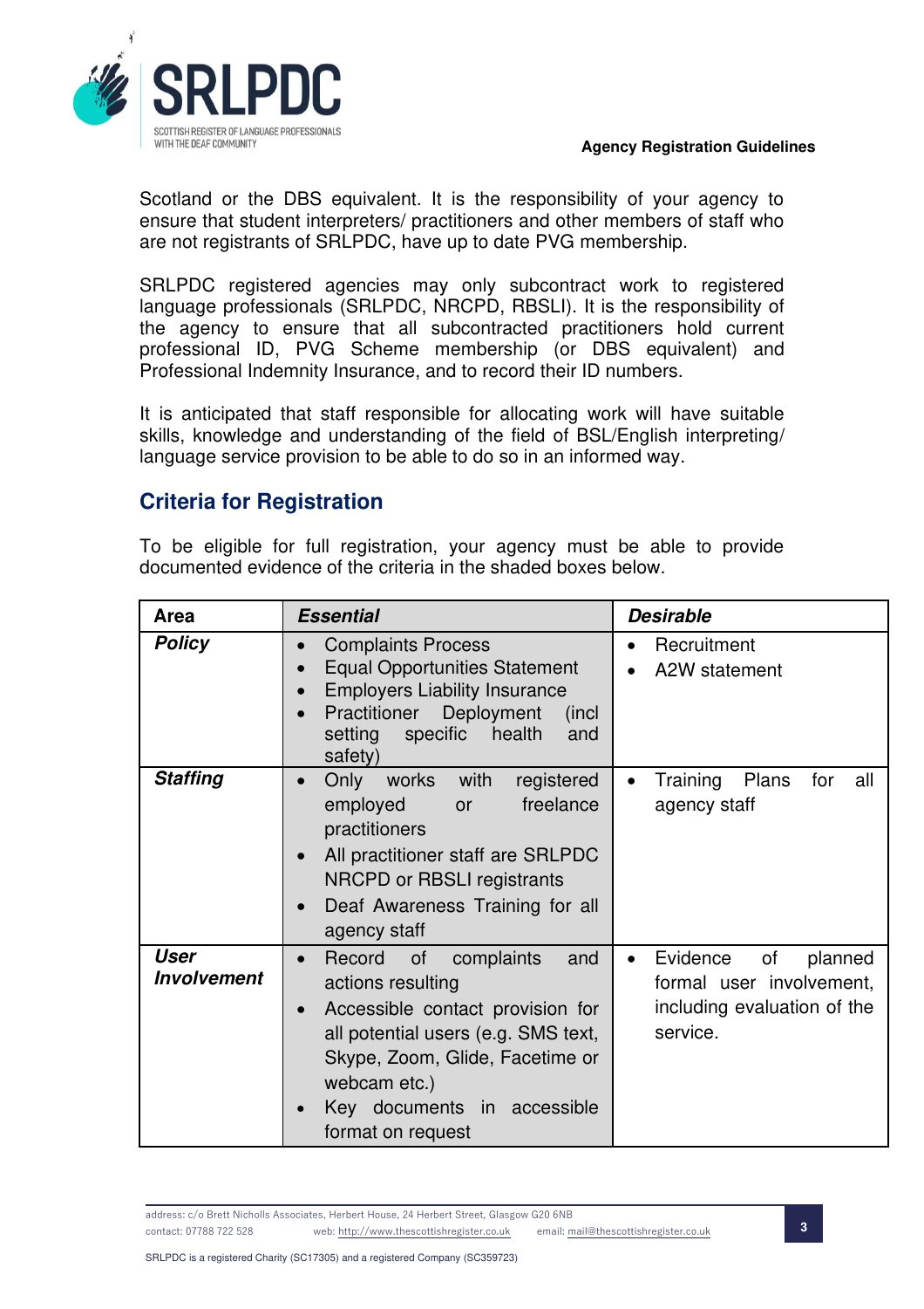Scotland or the DBS equivalent. It is the responsibility of your agency to ensure that student interpreters/ practitioners and other members of staff who are not registrants of SRLPDC, have up to date PVG membership.

SRLPDC registered agencies may only subcontract work to registered language professionals (SRLPDC, NRCPD, RBSLI). It is the responsibility of the agency to ensure that all subcontracted practitioners hold current professional ID, PVG Scheme membership (or DBS equivalent) and Professional Indemnity Insurance, and to record their ID numbers.

It is anticipated that staff responsible for allocating work will have suitable skills, knowledge and understanding of the field of BSL/English interpreting/ language service provision to be able to do so in an informed way.

## Criteria for Registration

To be eligible for full registration, your agency must be able to provide documented evidence of the criteria in the shaded boxes below.

| Area | *Essential* | *Desirable* |
|---|---|---|
| ***Policy*** | • Complaints Process<br>• Equal Opportunities Statement<br>• Employers Liability Insurance<br>• Practitioner Deployment (incl setting specific health and safety) | • Recruitment<br>• A2W statement |
| ***Staffing*** | • Only works with registered employed or freelance practitioners<br>• All practitioner staff are SRLPDC NRCPD or RBSLI registrants<br>• Deaf Awareness Training for all agency staff | • Training Plans for all agency staff |
| ***User Involvement*** | • Record of complaints and actions resulting<br>• Accessible contact provision for all potential users (e.g. SMS text, Skype, Zoom, Glide, Facetime or webcam etc.)<br>• Key documents in accessible format on request | • Evidence of planned formal user involvement, including evaluation of the service. |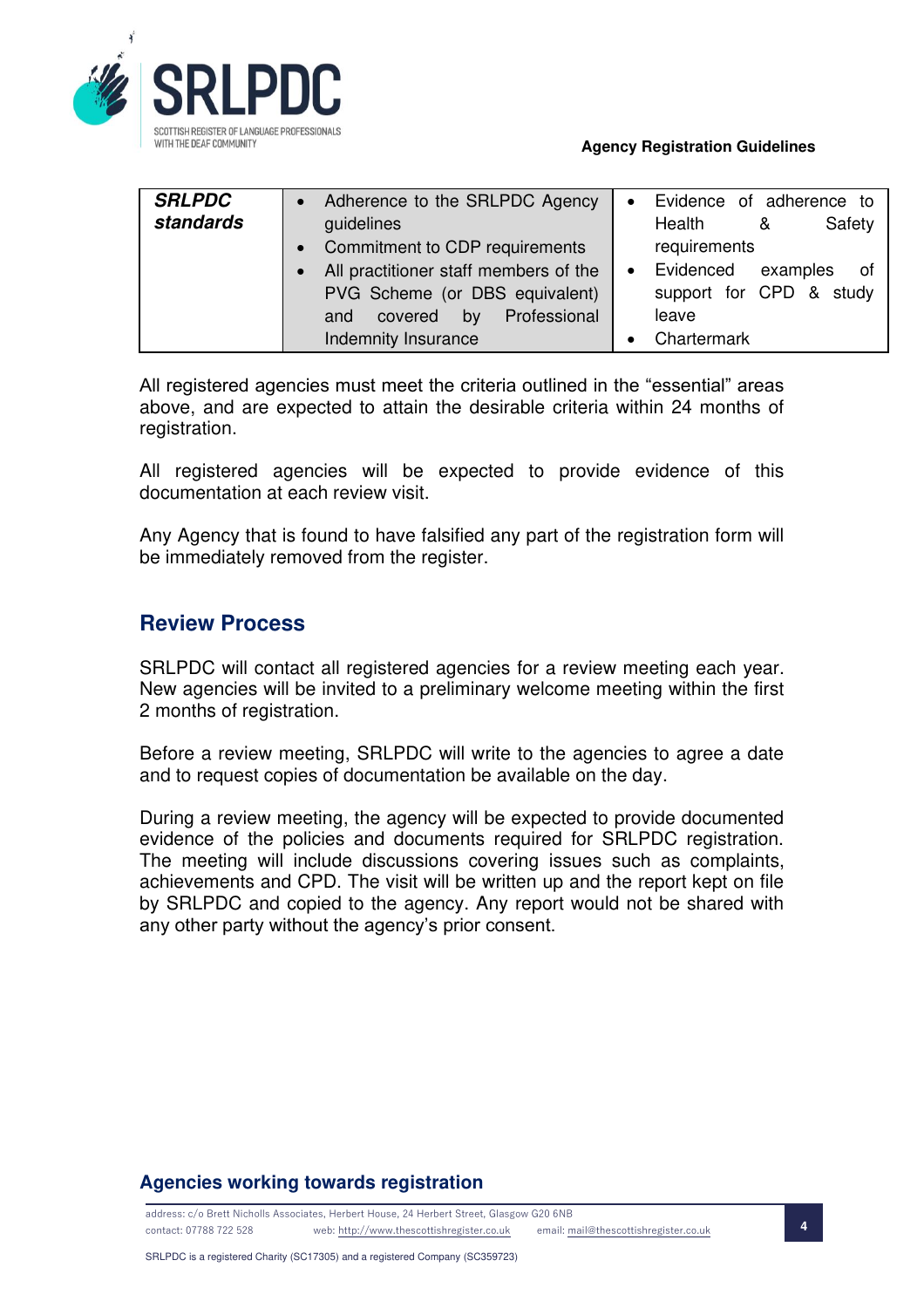| ***SRLPDC standards*** | • Adherence to the SRLPDC Agency guidelines<br>• Commitment to CDP requirements<br>• All practitioner staff members of the PVG Scheme (or DBS equivalent) and covered by Professional Indemnity Insurance | • Evidence of adherence to Health & Safety requirements<br>• Evidenced examples of support for CPD & study leave<br>• Chartermark |
|---|---|---|

All registered agencies must meet the criteria outlined in the "essential" areas above, and are expected to attain the desirable criteria within 24 months of registration.

All registered agencies will be expected to provide evidence of this documentation at each review visit.

Any Agency that is found to have falsified any part of the registration form will be immediately removed from the register.

## Review Process

SRLPDC will contact all registered agencies for a review meeting each year. New agencies will be invited to a preliminary welcome meeting within the first 2 months of registration.

Before a review meeting, SRLPDC will write to the agencies to agree a date and to request copies of documentation be available on the day.

During a review meeting, the agency will be expected to provide documented evidence of the policies and documents required for SRLPDC registration. The meeting will include discussions covering issues such as complaints, achievements and CPD. The visit will be written up and the report kept on file by SRLPDC and copied to the agency. Any report would not be shared with any other party without the agency's prior consent.

## Agencies working towards registration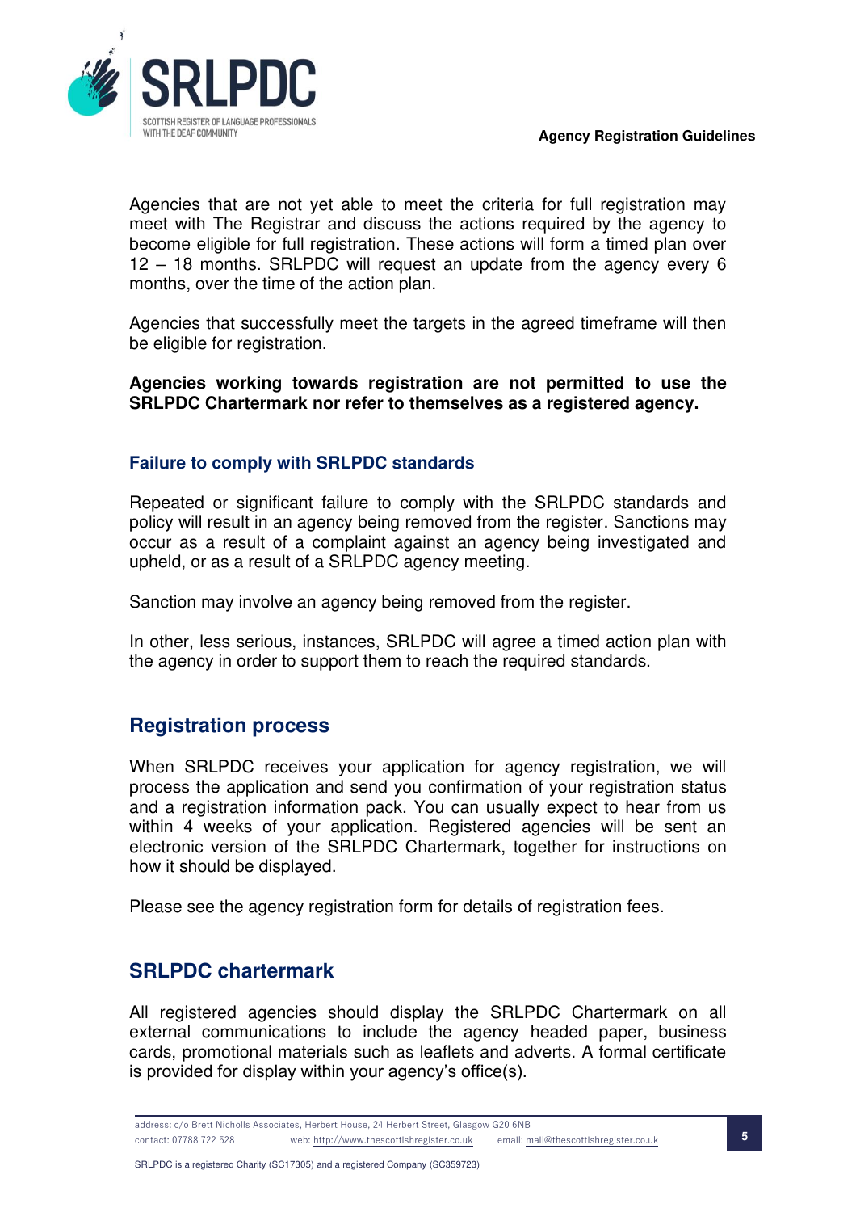Agencies that are not yet able to meet the criteria for full registration may meet with The Registrar and discuss the actions required by the agency to become eligible for full registration. These actions will form a timed plan over 12 – 18 months. SRLPDC will request an update from the agency every 6 months, over the time of the action plan.

Agencies that successfully meet the targets in the agreed timeframe will then be eligible for registration.

**Agencies working towards registration are not permitted to use the SRLPDC Chartermark nor refer to themselves as a registered agency.**

### Failure to comply with SRLPDC standards

Repeated or significant failure to comply with the SRLPDC standards and policy will result in an agency being removed from the register. Sanctions may occur as a result of a complaint against an agency being investigated and upheld, or as a result of a SRLPDC agency meeting.

Sanction may involve an agency being removed from the register.

In other, less serious, instances, SRLPDC will agree a timed action plan with the agency in order to support them to reach the required standards.

## Registration process

When SRLPDC receives your application for agency registration, we will process the application and send you confirmation of your registration status and a registration information pack. You can usually expect to hear from us within 4 weeks of your application. Registered agencies will be sent an electronic version of the SRLPDC Chartermark, together for instructions on how it should be displayed.

Please see the agency registration form for details of registration fees.

## SRLPDC chartermark

All registered agencies should display the SRLPDC Chartermark on all external communications to include the agency headed paper, business cards, promotional materials such as leaflets and adverts. A formal certificate is provided for display within your agency's office(s).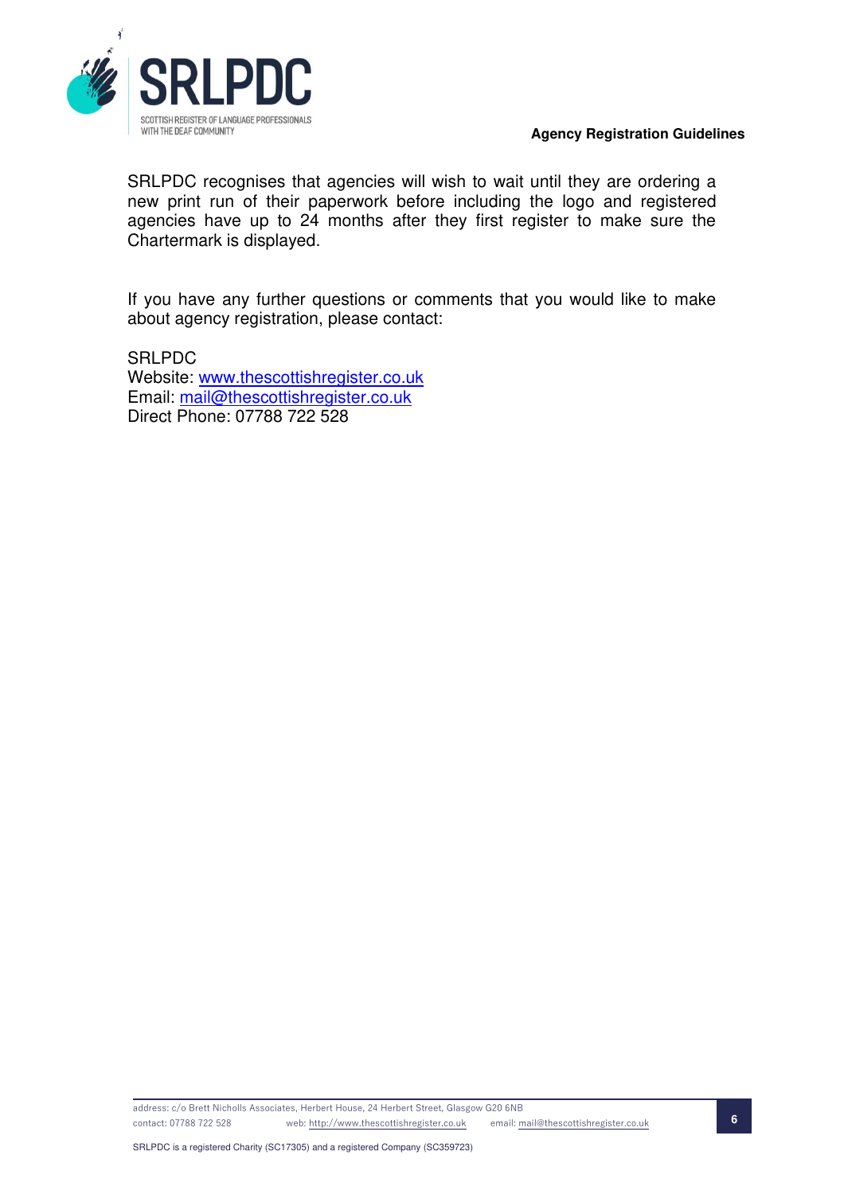SRLPDC recognises that agencies will wish to wait until they are ordering a new print run of their paperwork before including the logo and registered agencies have up to 24 months after they first register to make sure the Chartermark is displayed.

If you have any further questions or comments that you would like to make about agency registration, please contact:

SRLPDC  
Website: [www.thescottishregister.co.uk](http://www.thescottishregister.co.uk)  
Email: [mail@thescottishregister.co.uk](mailto:mail@thescottishregister.co.uk)  
Direct Phone: 07788 722 528